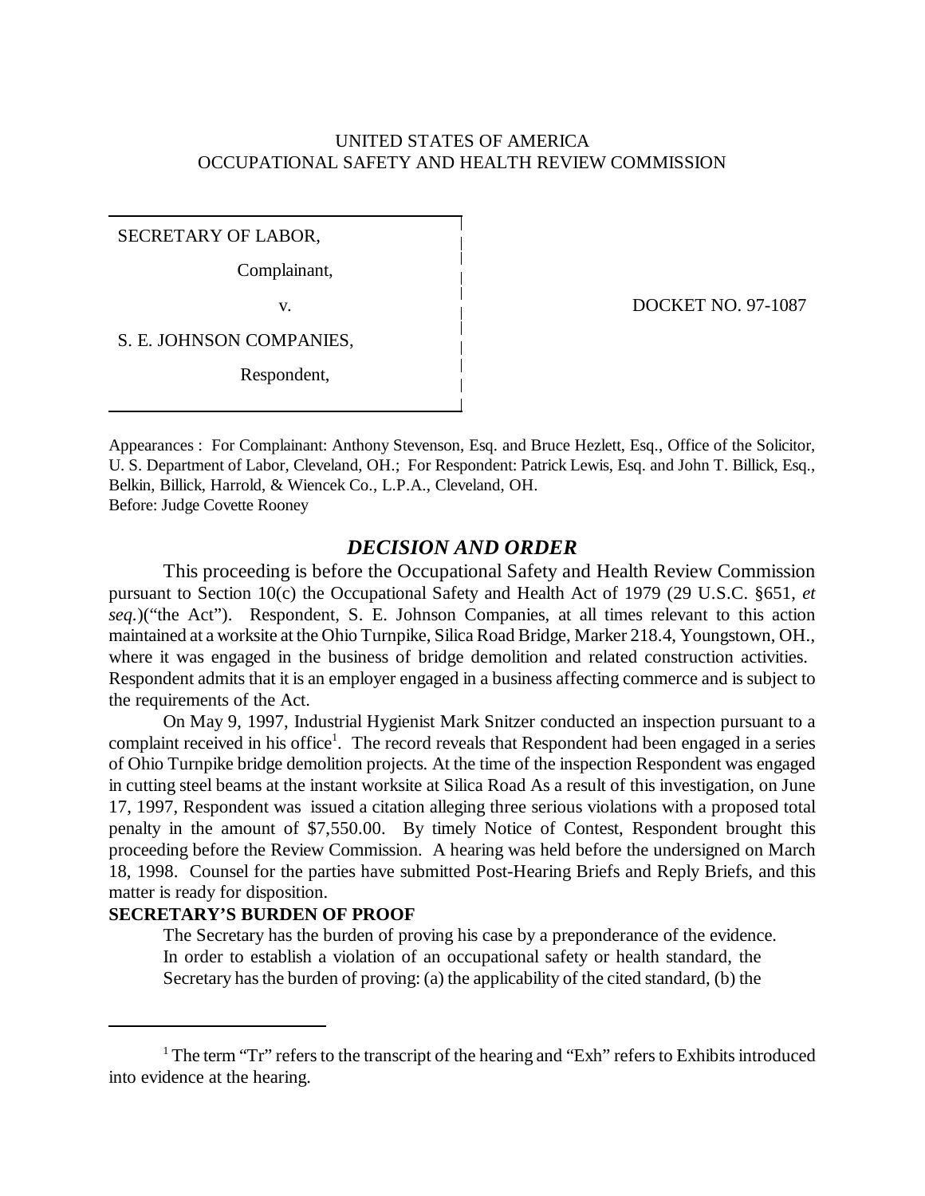UNITED STATES OF AMERICA
OCCUPATIONAL SAFETY AND HEALTH REVIEW COMMISSION

SECRETARY OF LABOR,

Complainant,

v.

S. E. JOHNSON COMPANIES,

Respondent,

DOCKET NO. 97-1087

Appearances : For Complainant: Anthony Stevenson, Esq. and Bruce Hezlett, Esq., Office of the Solicitor, U. S. Department of Labor, Cleveland, OH.; For Respondent: Patrick Lewis, Esq. and John T. Billick, Esq., Belkin, Billick, Harrold, & Wiencek Co., L.P.A., Cleveland, OH.
Before: Judge Covette Rooney

## *DECISION AND ORDER*

This proceeding is before the Occupational Safety and Health Review Commission pursuant to Section 10(c) the Occupational Safety and Health Act of 1979 (29 U.S.C. §651, *et seq.*)("the Act"). Respondent, S. E. Johnson Companies, at all times relevant to this action maintained at a worksite at the Ohio Turnpike, Silica Road Bridge, Marker 218.4, Youngstown, OH., where it was engaged in the business of bridge demolition and related construction activities. Respondent admits that it is an employer engaged in a business affecting commerce and is subject to the requirements of the Act.

On May 9, 1997, Industrial Hygienist Mark Snitzer conducted an inspection pursuant to a complaint received in his office[1]. The record reveals that Respondent had been engaged in a series of Ohio Turnpike bridge demolition projects. At the time of the inspection Respondent was engaged in cutting steel beams at the instant worksite at Silica Road As a result of this investigation, on June 17, 1997, Respondent was issued a citation alleging three serious violations with a proposed total penalty in the amount of $7,550.00. By timely Notice of Contest, Respondent brought this proceeding before the Review Commission. A hearing was held before the undersigned on March 18, 1998. Counsel for the parties have submitted Post-Hearing Briefs and Reply Briefs, and this matter is ready for disposition.

**SECRETARY'S BURDEN OF PROOF**

The Secretary has the burden of proving his case by a preponderance of the evidence. In order to establish a violation of an occupational safety or health standard, the Secretary has the burden of proving: (a) the applicability of the cited standard, (b) the

---

[1] The term "Tr" refers to the transcript of the hearing and "Exh" refers to Exhibits introduced into evidence at the hearing.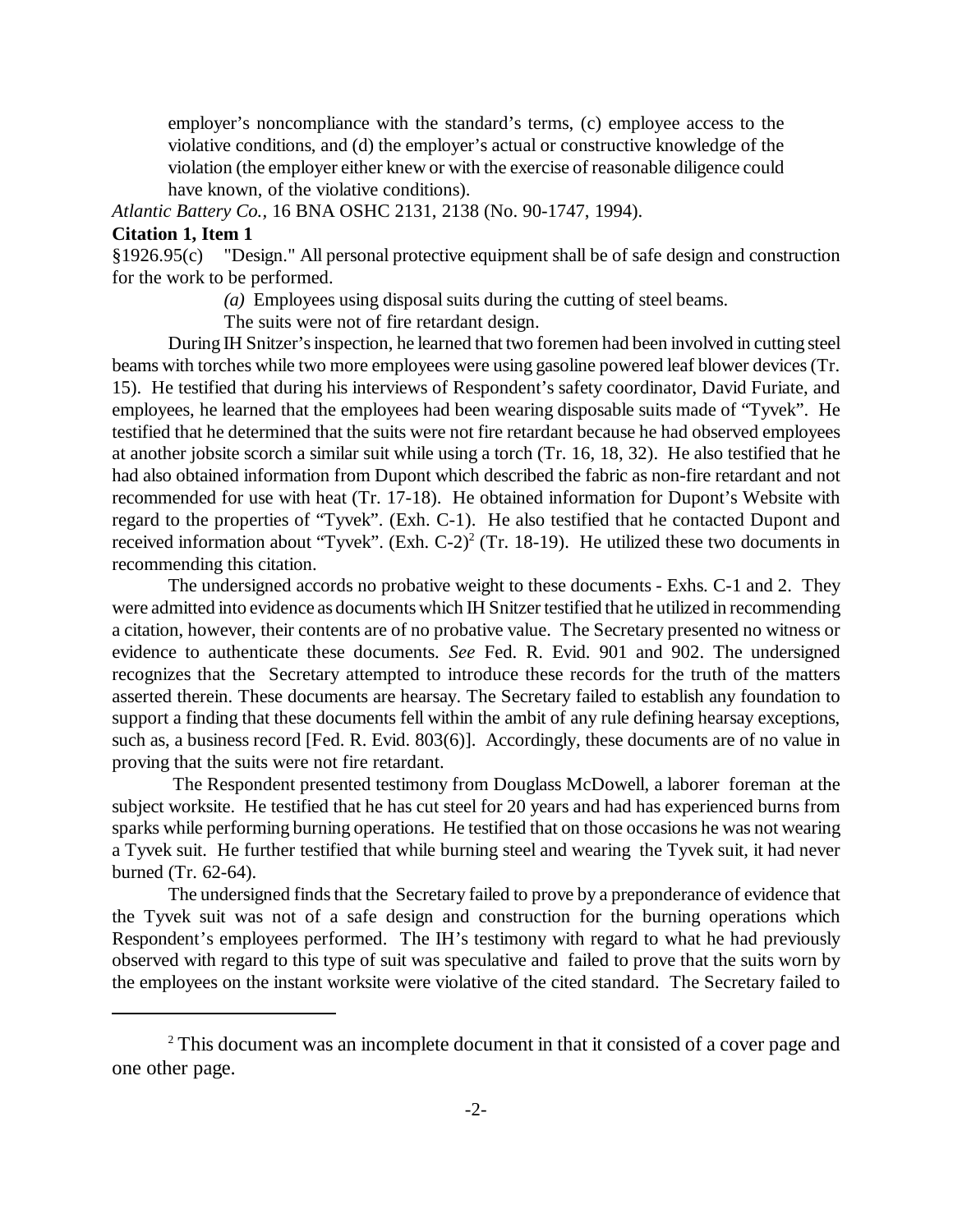employer's noncompliance with the standard's terms, (c) employee access to the violative conditions, and (d) the employer's actual or constructive knowledge of the violation (the employer either knew or with the exercise of reasonable diligence could have known, of the violative conditions).

*Atlantic Battery Co.*, 16 BNA OSHC 2131, 2138 (No. 90-1747, 1994).

**Citation 1, Item 1**

§1926.95(c) "Design." All personal protective equipment shall be of safe design and construction for the work to be performed.

*(a)* Employees using disposal suits during the cutting of steel beams.

The suits were not of fire retardant design.

During IH Snitzer's inspection, he learned that two foremen had been involved in cutting steel beams with torches while two more employees were using gasoline powered leaf blower devices (Tr. 15). He testified that during his interviews of Respondent's safety coordinator, David Furiate, and employees, he learned that the employees had been wearing disposable suits made of "Tyvek". He testified that he determined that the suits were not fire retardant because he had observed employees at another jobsite scorch a similar suit while using a torch (Tr. 16, 18, 32). He also testified that he had also obtained information from Dupont which described the fabric as non-fire retardant and not recommended for use with heat (Tr. 17-18). He obtained information for Dupont's Website with regard to the properties of "Tyvek". (Exh. C-1). He also testified that he contacted Dupont and received information about "Tyvek". (Exh. C-2)[2] (Tr. 18-19). He utilized these two documents in recommending this citation.

The undersigned accords no probative weight to these documents - Exhs. C-1 and 2. They were admitted into evidence as documents which IH Snitzer testified that he utilized in recommending a citation, however, their contents are of no probative value. The Secretary presented no witness or evidence to authenticate these documents. *See* Fed. R. Evid. 901 and 902. The undersigned recognizes that the Secretary attempted to introduce these records for the truth of the matters asserted therein. These documents are hearsay. The Secretary failed to establish any foundation to support a finding that these documents fell within the ambit of any rule defining hearsay exceptions, such as, a business record [Fed. R. Evid. 803(6)]. Accordingly, these documents are of no value in proving that the suits were not fire retardant.

The Respondent presented testimony from Douglass McDowell, a laborer foreman at the subject worksite. He testified that he has cut steel for 20 years and had has experienced burns from sparks while performing burning operations. He testified that on those occasions he was not wearing a Tyvek suit. He further testified that while burning steel and wearing the Tyvek suit, it had never burned (Tr. 62-64).

The undersigned finds that the Secretary failed to prove by a preponderance of evidence that the Tyvek suit was not of a safe design and construction for the burning operations which Respondent's employees performed. The IH's testimony with regard to what he had previously observed with regard to this type of suit was speculative and failed to prove that the suits worn by the employees on the instant worksite were violative of the cited standard. The Secretary failed to

---

[2] This document was an incomplete document in that it consisted of a cover page and one other page.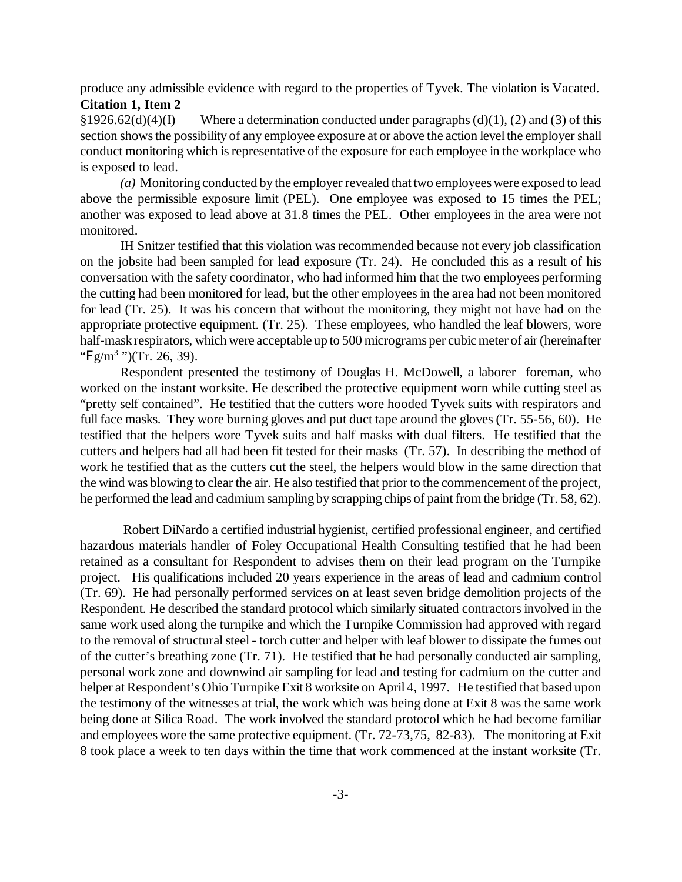produce any admissible evidence with regard to the properties of Tyvek. The violation is Vacated.

**Citation 1, Item 2**

§1926.62(d)(4)(I) Where a determination conducted under paragraphs (d)(1), (2) and (3) of this section shows the possibility of any employee exposure at or above the action level the employer shall conduct monitoring which is representative of the exposure for each employee in the workplace who is exposed to lead.

*(a)* Monitoring conducted by the employer revealed that two employees were exposed to lead above the permissible exposure limit (PEL). One employee was exposed to 15 times the PEL; another was exposed to lead above at 31.8 times the PEL. Other employees in the area were not monitored.

IH Snitzer testified that this violation was recommended because not every job classification on the jobsite had been sampled for lead exposure (Tr. 24). He concluded this as a result of his conversation with the safety coordinator, who had informed him that the two employees performing the cutting had been monitored for lead, but the other employees in the area had not been monitored for lead (Tr. 25). It was his concern that without the monitoring, they might not have had on the appropriate protective equipment. (Tr. 25). These employees, who handled the leaf blowers, wore half-mask respirators, which were acceptable up to 500 micrograms per cubic meter of air (hereinafter "$\mu g/m^3$ ")(Tr. 26, 39).

Respondent presented the testimony of Douglas H. McDowell, a laborer foreman, who worked on the instant worksite. He described the protective equipment worn while cutting steel as "pretty self contained". He testified that the cutters wore hooded Tyvek suits with respirators and full face masks. They wore burning gloves and put duct tape around the gloves (Tr. 55-56, 60). He testified that the helpers wore Tyvek suits and half masks with dual filters. He testified that the cutters and helpers had all had been fit tested for their masks (Tr. 57). In describing the method of work he testified that as the cutters cut the steel, the helpers would blow in the same direction that the wind was blowing to clear the air. He also testified that prior to the commencement of the project, he performed the lead and cadmium sampling by scrapping chips of paint from the bridge (Tr. 58, 62).

Robert DiNardo a certified industrial hygienist, certified professional engineer, and certified hazardous materials handler of Foley Occupational Health Consulting testified that he had been retained as a consultant for Respondent to advises them on their lead program on the Turnpike project. His qualifications included 20 years experience in the areas of lead and cadmium control (Tr. 69). He had personally performed services on at least seven bridge demolition projects of the Respondent. He described the standard protocol which similarly situated contractors involved in the same work used along the turnpike and which the Turnpike Commission had approved with regard to the removal of structural steel - torch cutter and helper with leaf blower to dissipate the fumes out of the cutter's breathing zone (Tr. 71). He testified that he had personally conducted air sampling, personal work zone and downwind air sampling for lead and testing for cadmium on the cutter and helper at Respondent's Ohio Turnpike Exit 8 worksite on April 4, 1997. He testified that based upon the testimony of the witnesses at trial, the work which was being done at Exit 8 was the same work being done at Silica Road. The work involved the standard protocol which he had become familiar and employees wore the same protective equipment. (Tr. 72-73,75, 82-83). The monitoring at Exit 8 took place a week to ten days within the time that work commenced at the instant worksite (Tr.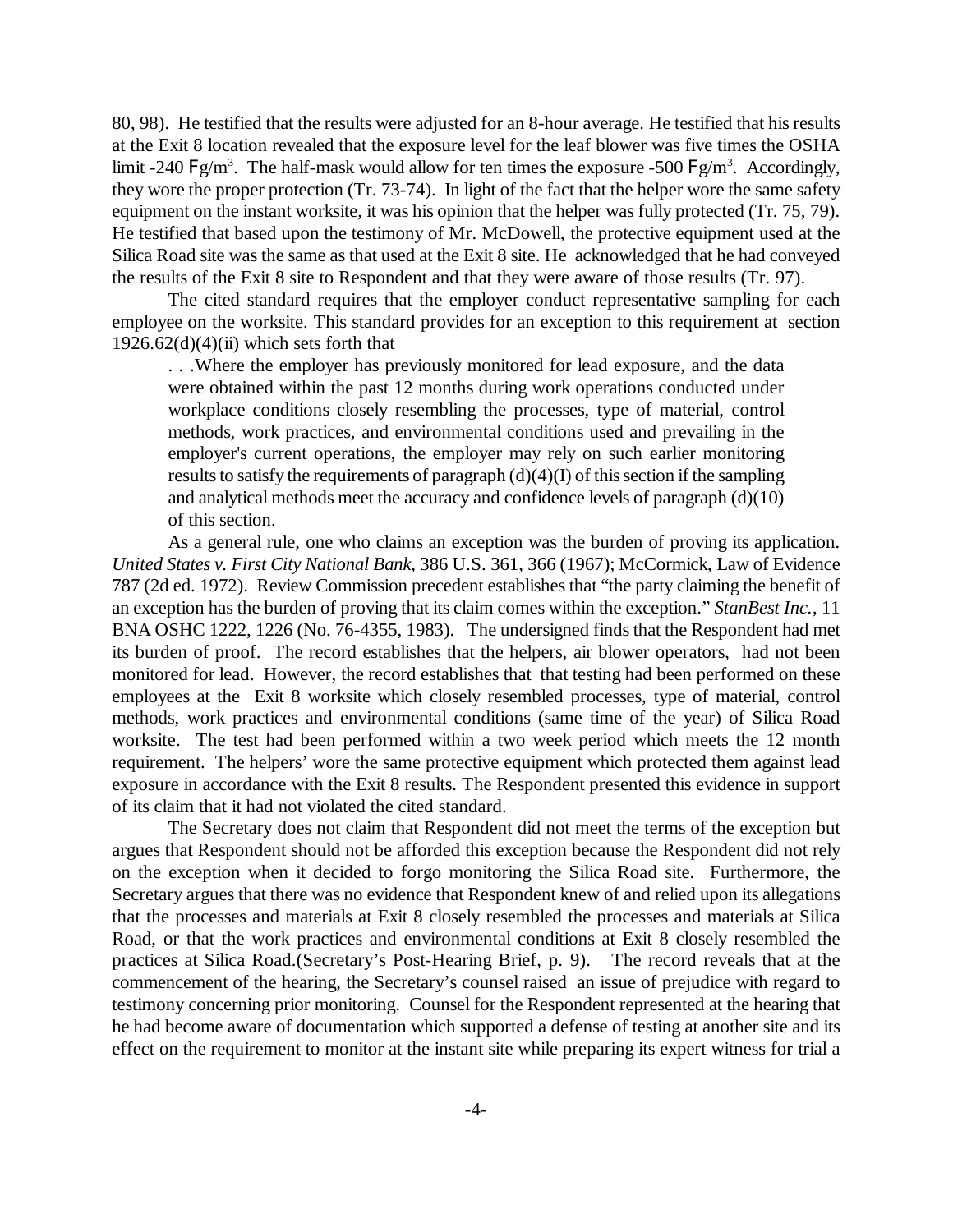80, 98). He testified that the results were adjusted for an 8-hour average. He testified that his results at the Exit 8 location revealed that the exposure level for the leaf blower was five times the OSHA limit -240 Fg/m$^3$. The half-mask would allow for ten times the exposure -500 Fg/m$^3$. Accordingly, they wore the proper protection (Tr. 73-74). In light of the fact that the helper wore the same safety equipment on the instant worksite, it was his opinion that the helper was fully protected (Tr. 75, 79). He testified that based upon the testimony of Mr. McDowell, the protective equipment used at the Silica Road site was the same as that used at the Exit 8 site. He acknowledged that he had conveyed the results of the Exit 8 site to Respondent and that they were aware of those results (Tr. 97).

The cited standard requires that the employer conduct representative sampling for each employee on the worksite. This standard provides for an exception to this requirement at section 1926.62(d)(4)(ii) which sets forth that

> . . .Where the employer has previously monitored for lead exposure, and the data were obtained within the past 12 months during work operations conducted under workplace conditions closely resembling the processes, type of material, control methods, work practices, and environmental conditions used and prevailing in the employer's current operations, the employer may rely on such earlier monitoring results to satisfy the requirements of paragraph (d)(4)(I) of this section if the sampling and analytical methods meet the accuracy and confidence levels of paragraph (d)(10) of this section.

As a general rule, one who claims an exception was the burden of proving its application. *United States v. First City National Bank*, 386 U.S. 361, 366 (1967); McCormick, Law of Evidence 787 (2d ed. 1972). Review Commission precedent establishes that "the party claiming the benefit of an exception has the burden of proving that its claim comes within the exception." *StanBest Inc.*, 11 BNA OSHC 1222, 1226 (No. 76-4355, 1983). The undersigned finds that the Respondent had met its burden of proof. The record establishes that the helpers, air blower operators, had not been monitored for lead. However, the record establishes that that testing had been performed on these employees at the Exit 8 worksite which closely resembled processes, type of material, control methods, work practices and environmental conditions (same time of the year) of Silica Road worksite. The test had been performed within a two week period which meets the 12 month requirement. The helpers' wore the same protective equipment which protected them against lead exposure in accordance with the Exit 8 results. The Respondent presented this evidence in support of its claim that it had not violated the cited standard.

The Secretary does not claim that Respondent did not meet the terms of the exception but argues that Respondent should not be afforded this exception because the Respondent did not rely on the exception when it decided to forgo monitoring the Silica Road site. Furthermore, the Secretary argues that there was no evidence that Respondent knew of and relied upon its allegations that the processes and materials at Exit 8 closely resembled the processes and materials at Silica Road, or that the work practices and environmental conditions at Exit 8 closely resembled the practices at Silica Road.(Secretary's Post-Hearing Brief, p. 9). The record reveals that at the commencement of the hearing, the Secretary's counsel raised an issue of prejudice with regard to testimony concerning prior monitoring. Counsel for the Respondent represented at the hearing that he had become aware of documentation which supported a defense of testing at another site and its effect on the requirement to monitor at the instant site while preparing its expert witness for trial a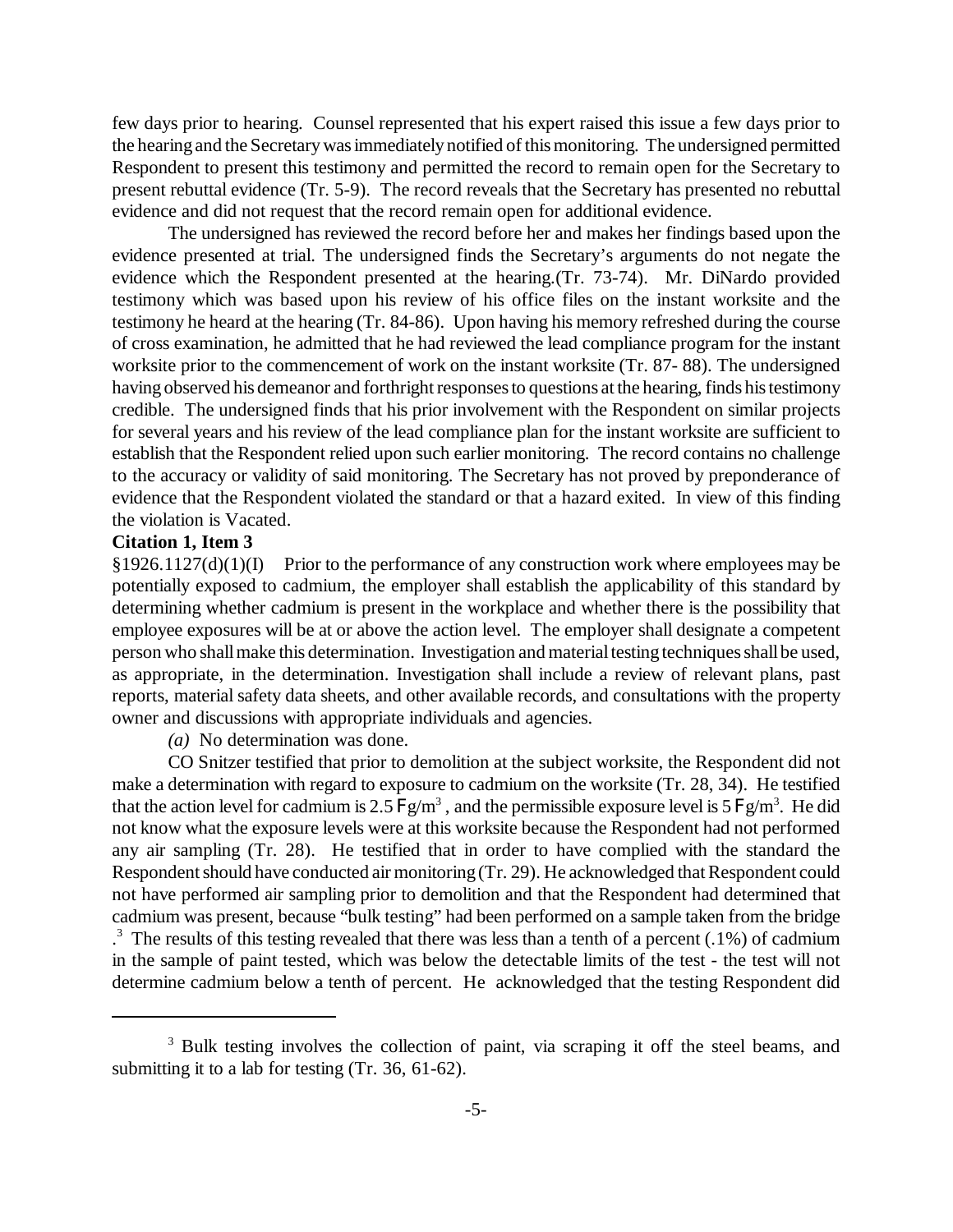few days prior to hearing. Counsel represented that his expert raised this issue a few days prior to the hearing and the Secretary was immediately notified of this monitoring. The undersigned permitted Respondent to present this testimony and permitted the record to remain open for the Secretary to present rebuttal evidence (Tr. 5-9). The record reveals that the Secretary has presented no rebuttal evidence and did not request that the record remain open for additional evidence.

The undersigned has reviewed the record before her and makes her findings based upon the evidence presented at trial. The undersigned finds the Secretary's arguments do not negate the evidence which the Respondent presented at the hearing.(Tr. 73-74). Mr. DiNardo provided testimony which was based upon his review of his office files on the instant worksite and the testimony he heard at the hearing (Tr. 84-86). Upon having his memory refreshed during the course of cross examination, he admitted that he had reviewed the lead compliance program for the instant worksite prior to the commencement of work on the instant worksite (Tr. 87- 88). The undersigned having observed his demeanor and forthright responses to questions at the hearing, finds his testimony credible. The undersigned finds that his prior involvement with the Respondent on similar projects for several years and his review of the lead compliance plan for the instant worksite are sufficient to establish that the Respondent relied upon such earlier monitoring. The record contains no challenge to the accuracy or validity of said monitoring. The Secretary has not proved by preponderance of evidence that the Respondent violated the standard or that a hazard exited. In view of this finding the violation is Vacated.

**Citation 1, Item 3**

§1926.1127(d)(1)(I) Prior to the performance of any construction work where employees may be potentially exposed to cadmium, the employer shall establish the applicability of this standard by determining whether cadmium is present in the workplace and whether there is the possibility that employee exposures will be at or above the action level. The employer shall designate a competent person who shall make this determination. Investigation and material testing techniques shall be used, as appropriate, in the determination. Investigation shall include a review of relevant plans, past reports, material safety data sheets, and other available records, and consultations with the property owner and discussions with appropriate individuals and agencies.

*(a)* No determination was done.

CO Snitzer testified that prior to demolition at the subject worksite, the Respondent did not make a determination with regard to exposure to cadmium on the worksite (Tr. 28, 34). He testified that the action level for cadmium is 2.5 $\mu g/m^3$, and the permissible exposure level is 5 $\mu g/m^3$. He did not know what the exposure levels were at this worksite because the Respondent had not performed any air sampling (Tr. 28). He testified that in order to have complied with the standard the Respondent should have conducted air monitoring (Tr. 29). He acknowledged that Respondent could not have performed air sampling prior to demolition and that the Respondent had determined that cadmium was present, because "bulk testing" had been performed on a sample taken from the bridge .[3] The results of this testing revealed that there was less than a tenth of a percent (.1%) of cadmium in the sample of paint tested, which was below the detectable limits of the test - the test will not determine cadmium below a tenth of percent. He acknowledged that the testing Respondent did

[3] Bulk testing involves the collection of paint, via scraping it off the steel beams, and submitting it to a lab for testing (Tr. 36, 61-62).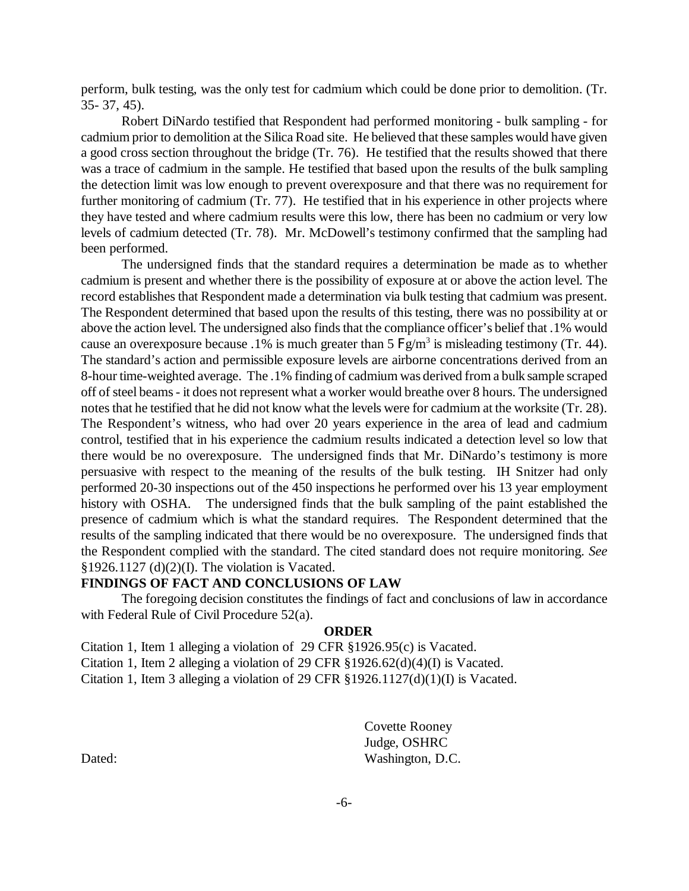perform, bulk testing, was the only test for cadmium which could be done prior to demolition. (Tr. 35- 37, 45).

Robert DiNardo testified that Respondent had performed monitoring - bulk sampling - for cadmium prior to demolition at the Silica Road site. He believed that these samples would have given a good cross section throughout the bridge (Tr. 76). He testified that the results showed that there was a trace of cadmium in the sample. He testified that based upon the results of the bulk sampling the detection limit was low enough to prevent overexposure and that there was no requirement for further monitoring of cadmium (Tr. 77). He testified that in his experience in other projects where they have tested and where cadmium results were this low, there has been no cadmium or very low levels of cadmium detected (Tr. 78). Mr. McDowell's testimony confirmed that the sampling had been performed.

The undersigned finds that the standard requires a determination be made as to whether cadmium is present and whether there is the possibility of exposure at or above the action level. The record establishes that Respondent made a determination via bulk testing that cadmium was present. The Respondent determined that based upon the results of this testing, there was no possibility at or above the action level. The undersigned also finds that the compliance officer's belief that .1% would cause an overexposure because .1% is much greater than 5 $\mu g/m^3$ is misleading testimony (Tr. 44). The standard's action and permissible exposure levels are airborne concentrations derived from an 8-hour time-weighted average. The .1% finding of cadmium was derived from a bulk sample scraped off of steel beams - it does not represent what a worker would breathe over 8 hours. The undersigned notes that he testified that he did not know what the levels were for cadmium at the worksite (Tr. 28). The Respondent's witness, who had over 20 years experience in the area of lead and cadmium control, testified that in his experience the cadmium results indicated a detection level so low that there would be no overexposure. The undersigned finds that Mr. DiNardo's testimony is more persuasive with respect to the meaning of the results of the bulk testing. IH Snitzer had only performed 20-30 inspections out of the 450 inspections he performed over his 13 year employment history with OSHA. The undersigned finds that the bulk sampling of the paint established the presence of cadmium which is what the standard requires. The Respondent determined that the results of the sampling indicated that there would be no overexposure. The undersigned finds that the Respondent complied with the standard. The cited standard does not require monitoring. *See* §1926.1127 (d)(2)(I). The violation is Vacated.

**FINDINGS OF FACT AND CONCLUSIONS OF LAW**

The foregoing decision constitutes the findings of fact and conclusions of law in accordance with Federal Rule of Civil Procedure 52(a).

**ORDER**

Citation 1, Item 1 alleging a violation of 29 CFR §1926.95(c) is Vacated.

Citation 1, Item 2 alleging a violation of 29 CFR §1926.62(d)(4)(I) is Vacated.

Citation 1, Item 3 alleging a violation of 29 CFR §1926.1127(d)(1)(I) is Vacated.

Covette Rooney
Judge, OSHRC

Dated: Washington, D.C.